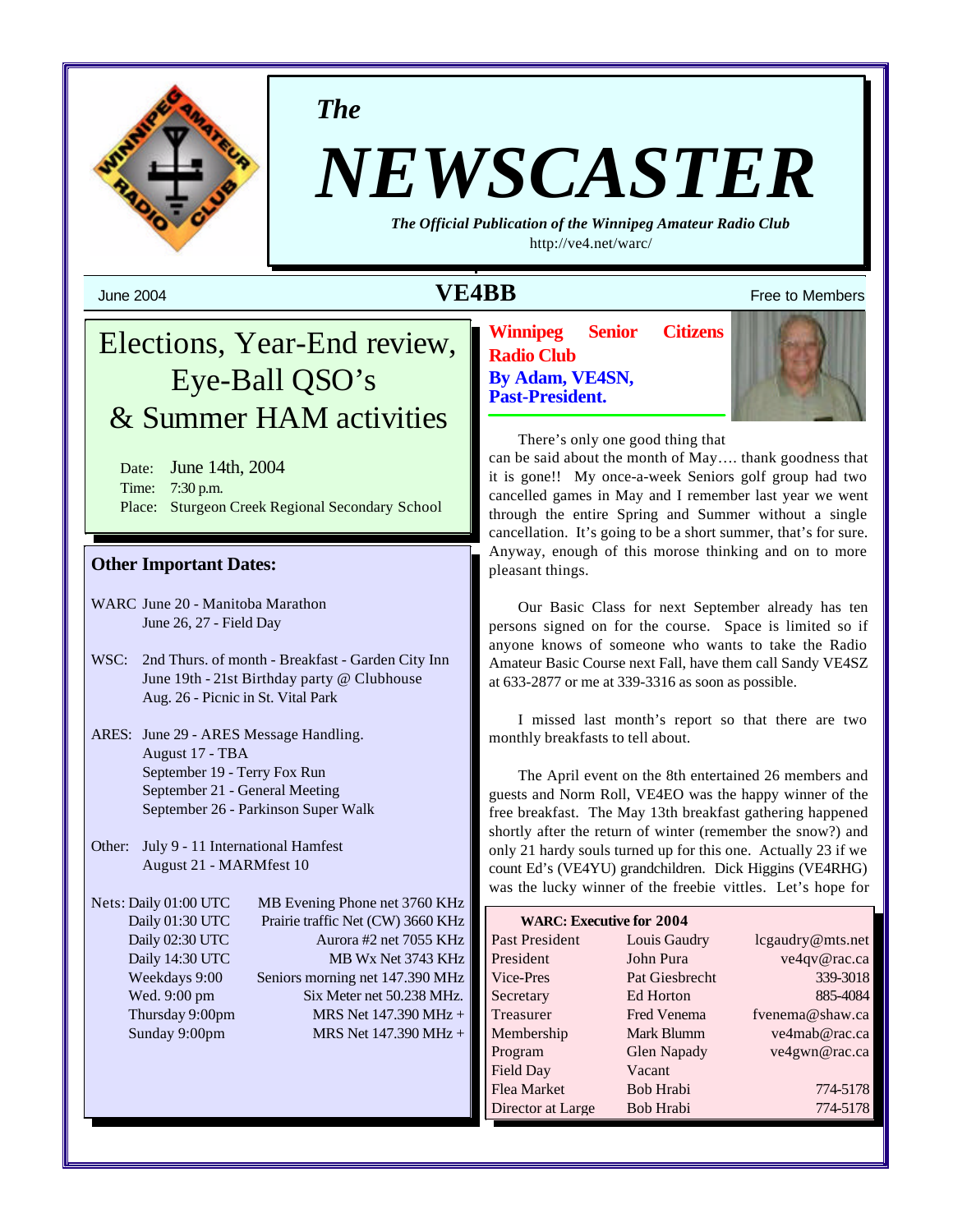*The*

# NEWSCASTER

***The Official Publication of the Winnipeg Amateur Radio Club***

http://ve4.net/warc/

June 2004 **VE4BB** Free to Members

## Elections, Year-End review, Eye-Ball QSO's & Summer HAM activities

Date: June 14th, 2004
Time: 7:30 p.m.
Place: Sturgeon Creek Regional Secondary School

### Other Important Dates:

WARC June 20 - Manitoba Marathon
June 26, 27 - Field Day

WSC: 2nd Thurs. of month - Breakfast - Garden City Inn
June 19th - 21st Birthday party @ Clubhouse
Aug. 26 - Picnic in St. Vital Park

ARES: June 29 - ARES Message Handling.
August 17 - TBA
September 19 - Terry Fox Run
September 21 - General Meeting
September 26 - Parkinson Super Walk

Other: July 9 - 11 International Hamfest
August 21 - MARMfest 10

| Nets: | |
|---|---|
| Daily 01:00 UTC | MB Evening Phone net 3760 KHz |
| Daily 01:30 UTC | Prairie traffic Net (CW) 3660 KHz |
| Daily 02:30 UTC | Aurora #2 net 7055 KHz |
| Daily 14:30 UTC | MB Wx Net 3743 KHz |
| Weekdays 9:00 | Seniors morning net 147.390 MHz |
| Wed. 9:00 pm | Six Meter net 50.238 MHz. |
| Thursday 9:00pm | MRS Net 147.390 MHz + |
| Sunday 9:00pm | MRS Net 147.390 MHz + |

## Winnipeg Senior Citizens Radio Club

**By Adam, VE4SN, Past-President.**

There's only one good thing that can be said about the month of May…. thank goodness that it is gone!! My once-a-week Seniors golf group had two cancelled games in May and I remember last year we went through the entire Spring and Summer without a single cancellation. It's going to be a short summer, that's for sure. Anyway, enough of this morose thinking and on to more pleasant things.

Our Basic Class for next September already has ten persons signed on for the course. Space is limited so if anyone knows of someone who wants to take the Radio Amateur Basic Course next Fall, have them call Sandy VE4SZ at 633-2877 or me at 339-3316 as soon as possible.

I missed last month's report so that there are two monthly breakfasts to tell about.

The April event on the 8th entertained 26 members and guests and Norm Roll, VE4EO was the happy winner of the free breakfast. The May 13th breakfast gathering happened shortly after the return of winter (remember the snow?) and only 21 hardy souls turned up for this one. Actually 23 if we count Ed's (VE4YU) grandchildren. Dick Higgins (VE4RHG) was the lucky winner of the freebie vittles. Let's hope for

| WARC: Executive for 2004 | | |
|---|---|---|
| Past President | Louis Gaudry | lcgaudry@mts.net |
| President | John Pura | ve4qv@rac.ca |
| Vice-Pres | Pat Giesbrecht | 339-3018 |
| Secretary | Ed Horton | 885-4084 |
| Treasurer | Fred Venema | fvenema@shaw.ca |
| Membership | Mark Blumm | ve4mab@rac.ca |
| Program | Glen Napady | ve4gwn@rac.ca |
| Field Day | Vacant | |
| Flea Market | Bob Hrabi | 774-5178 |
| Director at Large | Bob Hrabi | 774-5178 |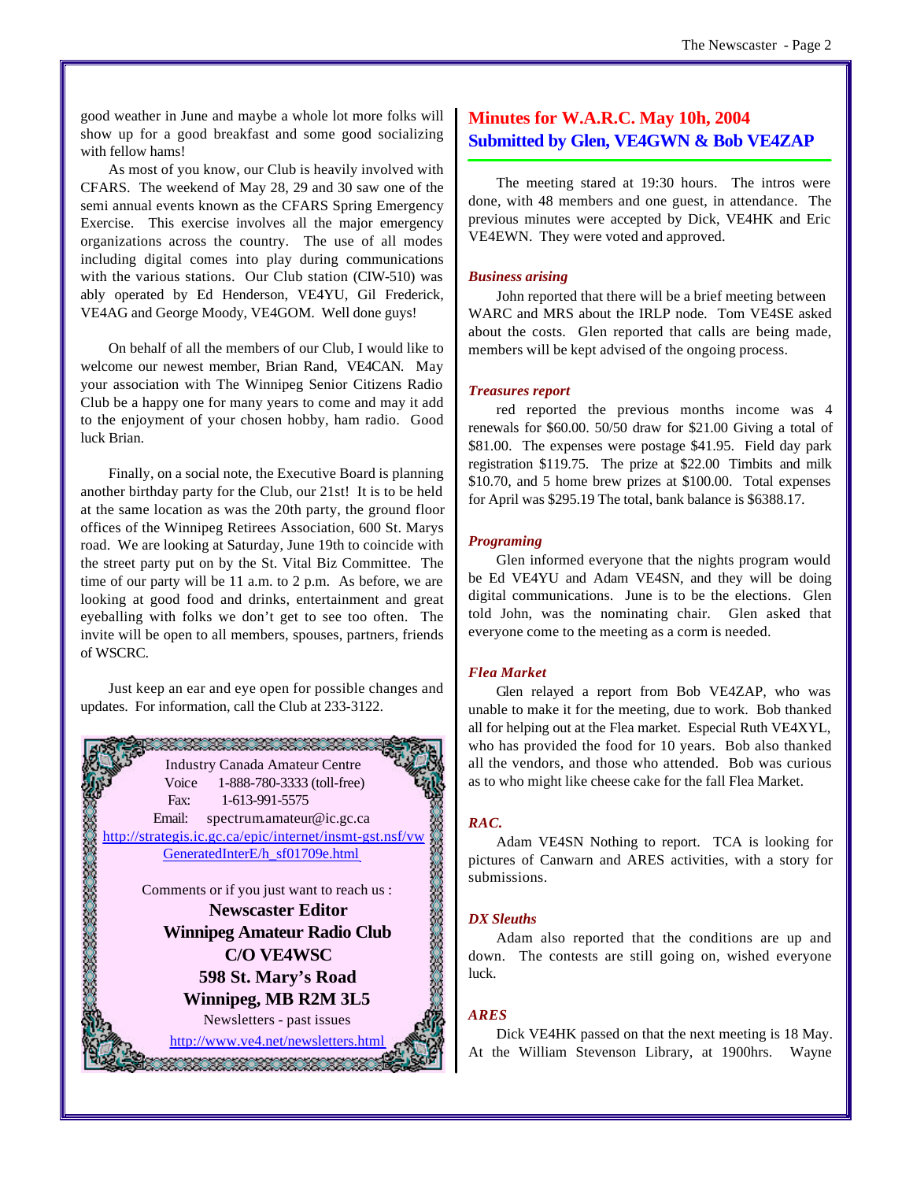good weather in June and maybe a whole lot more folks will show up for a good breakfast and some good socializing with fellow hams!

As most of you know, our Club is heavily involved with CFARS. The weekend of May 28, 29 and 30 saw one of the semi annual events known as the CFARS Spring Emergency Exercise. This exercise involves all the major emergency organizations across the country. The use of all modes including digital comes into play during communications with the various stations. Our Club station (CIW-510) was ably operated by Ed Henderson, VE4YU, Gil Frederick, VE4AG and George Moody, VE4GOM. Well done guys!

On behalf of all the members of our Club, I would like to welcome our newest member, Brian Rand, VE4CAN. May your association with The Winnipeg Senior Citizens Radio Club be a happy one for many years to come and may it add to the enjoyment of your chosen hobby, ham radio. Good luck Brian.

Finally, on a social note, the Executive Board is planning another birthday party for the Club, our 21st! It is to be held at the same location as was the 20th party, the ground floor offices of the Winnipeg Retirees Association, 600 St. Marys road. We are looking at Saturday, June 19th to coincide with the street party put on by the St. Vital Biz Committee. The time of our party will be 11 a.m. to 2 p.m. As before, we are looking at good food and drinks, entertainment and great eyeballing with folks we don't get to see too often. The invite will be open to all members, spouses, partners, friends of WSCRC.

Just keep an ear and eye open for possible changes and updates. For information, call the Club at 233-3122.

Industry Canada Amateur Centre
Voice 1-888-780-3333 (toll-free)
Fax: 1-613-991-5575
Email: spectrum.amateur@ic.gc.ca
http://strategis.ic.gc.ca/epic/internet/insmt-gst.nsf/vwGeneratedInterE/h_sf01709e.html

Comments or if you just want to reach us :

**Newscaster Editor**
**Winnipeg Amateur Radio Club**
**C/O VE4WSC**
**598 St. Mary's Road**
**Winnipeg, MB R2M 3L5**

Newsletters - past issues
http://www.ve4.net/newsletters.html

## Minutes for W.A.R.C. May 10h, 2004
## Submitted by Glen, VE4GWN & Bob VE4ZAP

The meeting stared at 19:30 hours. The intros were done, with 48 members and one guest, in attendance. The previous minutes were accepted by Dick, VE4HK and Eric VE4EWN. They were voted and approved.

### *Business arising*

John reported that there will be a brief meeting between WARC and MRS about the IRLP node. Tom VE4SE asked about the costs. Glen reported that calls are being made, members will be kept advised of the ongoing process.

### *Treasures report*

red reported the previous months income was 4 renewals for $60.00. 50/50 draw for $21.00 Giving a total of $81.00. The expenses were postage $41.95. Field day park registration $119.75. The prize at $22.00 Timbits and milk $10.70, and 5 home brew prizes at $100.00. Total expenses for April was $295.19 The total, bank balance is $6388.17.

### *Programing*

Glen informed everyone that the nights program would be Ed VE4YU and Adam VE4SN, and they will be doing digital communications. June is to be the elections. Glen told John, was the nominating chair. Glen asked that everyone come to the meeting as a corm is needed.

### *Flea Market*

Glen relayed a report from Bob VE4ZAP, who was unable to make it for the meeting, due to work. Bob thanked all for helping out at the Flea market. Especial Ruth VE4XYL, who has provided the food for 10 years. Bob also thanked all the vendors, and those who attended. Bob was curious as to who might like cheese cake for the fall Flea Market.

### *RAC.*

Adam VE4SN Nothing to report. TCA is looking for pictures of Canwarn and ARES activities, with a story for submissions.

### *DX Sleuths*

Adam also reported that the conditions are up and down. The contests are still going on, wished everyone luck.

### *ARES*

Dick VE4HK passed on that the next meeting is 18 May. At the William Stevenson Library, at 1900hrs. Wayne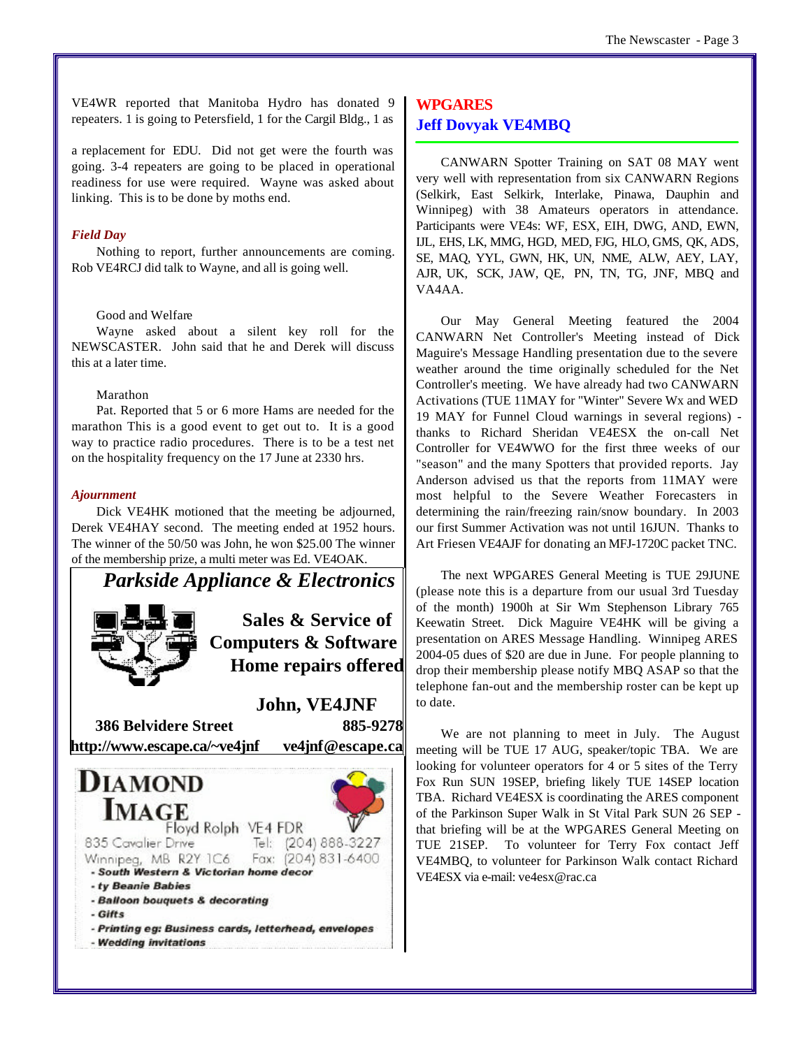VE4WR reported that Manitoba Hydro has donated 9 repeaters. 1 is going to Petersfield, 1 for the Cargil Bldg., 1 as

a replacement for EDU. Did not get were the fourth was going. 3-4 repeaters are going to be placed in operational readiness for use were required. Wayne was asked about linking. This is to be done by moths end.

### *Field Day*

Nothing to report, further announcements are coming. Rob VE4RCJ did talk to Wayne, and all is going well.

Good and Welfare

Wayne asked about a silent key roll for the NEWSCASTER. John said that he and Derek will discuss this at a later time.

Marathon

Pat. Reported that 5 or 6 more Hams are needed for the marathon This is a good event to get out to. It is a good way to practice radio procedures. There is to be a test net on the hospitality frequency on the 17 June at 2330 hrs.

### *Ajournment*

Dick VE4HK motioned that the meeting be adjourned, Derek VE4HAY second. The meeting ended at 1952 hours. The winner of the 50/50 was John, he won $25.00 The winner of the membership prize, a multi meter was Ed. VE4OAK.

**Parkside Appliance & Electronics**

**Sales & Service of Computers & Software**
**Home repairs offered**

**John, VE4JNF**

**386 Belvidere Street** **885-9278**
**http://www.escape.ca/~ve4jnf** **ve4jnf@escape.ca**

**DIAMOND IMAGE**
Floyd Rolph VE4 FDR
835 Cavalier Drive Tel: (204) 888-3227
Winnipeg, MB R2Y 1C6 Fax: (204) 831-6400
- South Western & Victorian home decor
- ty Beanie Babies
- Balloon bouquets & decorating
- Gifts
- Printing eg: Business cards, letterhead, envelopes
- Wedding invitations

## WPGARES
## Jeff Dovyak VE4MBQ

CANWARN Spotter Training on SAT 08 MAY went very well with representation from six CANWARN Regions (Selkirk, East Selkirk, Interlake, Pinawa, Dauphin and Winnipeg) with 38 Amateurs operators in attendance. Participants were VE4s: WF, ESX, EIH, DWG, AND, EWN, IJL, EHS, LK, MMG, HGD, MED, FJG, HLO, GMS, QK, ADS, SE, MAQ, YYL, GWN, HK, UN, NME, ALW, AEY, LAY, AJR, UK, SCK, JAW, QE, PN, TN, TG, JNF, MBQ and VA4AA.

Our May General Meeting featured the 2004 CANWARN Net Controller's Meeting instead of Dick Maguire's Message Handling presentation due to the severe weather around the time originally scheduled for the Net Controller's meeting. We have already had two CANWARN Activations (TUE 11MAY for "Winter" Severe Wx and WED 19 MAY for Funnel Cloud warnings in several regions) - thanks to Richard Sheridan VE4ESX the on-call Net Controller for VE4WWO for the first three weeks of our "season" and the many Spotters that provided reports. Jay Anderson advised us that the reports from 11MAY were most helpful to the Severe Weather Forecasters in determining the rain/freezing rain/snow boundary. In 2003 our first Summer Activation was not until 16JUN. Thanks to Art Friesen VE4AJF for donating an MFJ-1720C packet TNC.

The next WPGARES General Meeting is TUE 29JUNE (please note this is a departure from our usual 3rd Tuesday of the month) 1900h at Sir Wm Stephenson Library 765 Keewatin Street. Dick Maguire VE4HK will be giving a presentation on ARES Message Handling. Winnipeg ARES 2004-05 dues of $20 are due in June. For people planning to drop their membership please notify MBQ ASAP so that the telephone fan-out and the membership roster can be kept up to date.

We are not planning to meet in July. The August meeting will be TUE 17 AUG, speaker/topic TBA. We are looking for volunteer operators for 4 or 5 sites of the Terry Fox Run SUN 19SEP, briefing likely TUE 14SEP location TBA. Richard VE4ESX is coordinating the ARES component of the Parkinson Super Walk in St Vital Park SUN 26 SEP - that briefing will be at the WPGARES General Meeting on TUE 21SEP. To volunteer for Terry Fox contact Jeff VE4MBQ, to volunteer for Parkinson Walk contact Richard VE4ESX via e-mail: ve4esx@rac.ca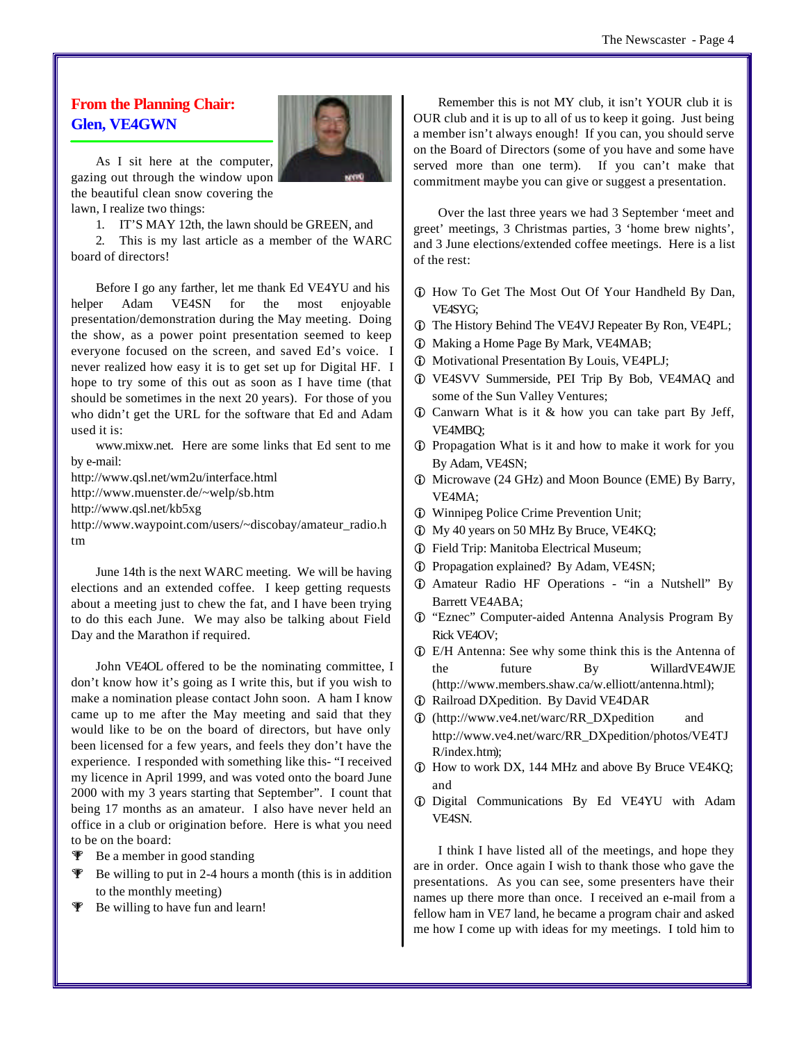## From the Planning Chair: Glen, VE4GWN

As I sit here at the computer, gazing out through the window upon the beautiful clean snow covering the lawn, I realize two things:

1. IT'S MAY 12th, the lawn should be GREEN, and
2. This is my last article as a member of the WARC board of directors!

Before I go any farther, let me thank Ed VE4YU and his helper Adam VE4SN for the most enjoyable presentation/demonstration during the May meeting. Doing the show, as a power point presentation seemed to keep everyone focused on the screen, and saved Ed's voice. I never realized how easy it is to get set up for Digital HF. I hope to try some of this out as soon as I have time (that should be sometimes in the next 20 years). For those of you who didn't get the URL for the software that Ed and Adam used it is:

www.mixw.net. Here are some links that Ed sent to me by e-mail:

http://www.qsl.net/wm2u/interface.html
http://www.muenster.de/~welp/sb.htm
http://www.qsl.net/kb5xg
http://www.waypoint.com/users/~discobay/amateur_radio.htm

June 14th is the next WARC meeting. We will be having elections and an extended coffee. I keep getting requests about a meeting just to chew the fat, and I have been trying to do this each June. We may also be talking about Field Day and the Marathon if required.

John VE4OL offered to be the nominating committee, I don't know how it's going as I write this, but if you wish to make a nomination please contact John soon. A ham I know came up to me after the May meeting and said that they would like to be on the board of directors, but have only been licensed for a few years, and feels they don't have the experience. I responded with something like this- "I received my licence in April 1999, and was voted onto the board June 2000 with my 3 years starting that September". I count that being 17 months as an amateur. I also have never held an office in a club or origination before. Here is what you need to be on the board:

- Be a member in good standing
- Be willing to put in 2-4 hours a month (this is in addition to the monthly meeting)
- Be willing to have fun and learn!

Remember this is not MY club, it isn't YOUR club it is OUR club and it is up to all of us to keep it going. Just being a member isn't always enough! If you can, you should serve on the Board of Directors (some of you have and some have served more than one term). If you can't make that commitment maybe you can give or suggest a presentation.

Over the last three years we had 3 September 'meet and greet' meetings, 3 Christmas parties, 3 'home brew nights', and 3 June elections/extended coffee meetings. Here is a list of the rest:

- How To Get The Most Out Of Your Handheld By Dan, VE4SYG;
- The History Behind The VE4VJ Repeater By Ron, VE4PL;
- Making a Home Page By Mark, VE4MAB;
- Motivational Presentation By Louis, VE4PLJ;
- VE4SVV Summerside, PEI Trip By Bob, VE4MAQ and some of the Sun Valley Ventures;
- Canwarn What is it & how you can take part By Jeff, VE4MBQ;
- Propagation What is it and how to make it work for you By Adam, VE4SN;
- Microwave (24 GHz) and Moon Bounce (EME) By Barry, VE4MA;
- Winnipeg Police Crime Prevention Unit;
- My 40 years on 50 MHz By Bruce, VE4KQ;
- Field Trip: Manitoba Electrical Museum;
- Propagation explained? By Adam, VE4SN;
- Amateur Radio HF Operations - "in a Nutshell" By Barrett VE4ABA;
- "Eznec" Computer-aided Antenna Analysis Program By Rick VE4OV;
- E/H Antenna: See why some think this is the Antenna of the future By WillardVE4WJE (http://www.members.shaw.ca/w.elliott/antenna.html);
- Railroad DXpedition. By David VE4DAR
- (http://www.ve4.net/warc/RR_DXpedition and http://www.ve4.net/warc/RR_DXpedition/photos/VE4TJR/index.htm);
- How to work DX, 144 MHz and above By Bruce VE4KQ; and
- Digital Communications By Ed VE4YU with Adam VE4SN.

I think I have listed all of the meetings, and hope they are in order. Once again I wish to thank those who gave the presentations. As you can see, some presenters have their names up there more than once. I received an e-mail from a fellow ham in VE7 land, he became a program chair and asked me how I come up with ideas for my meetings. I told him to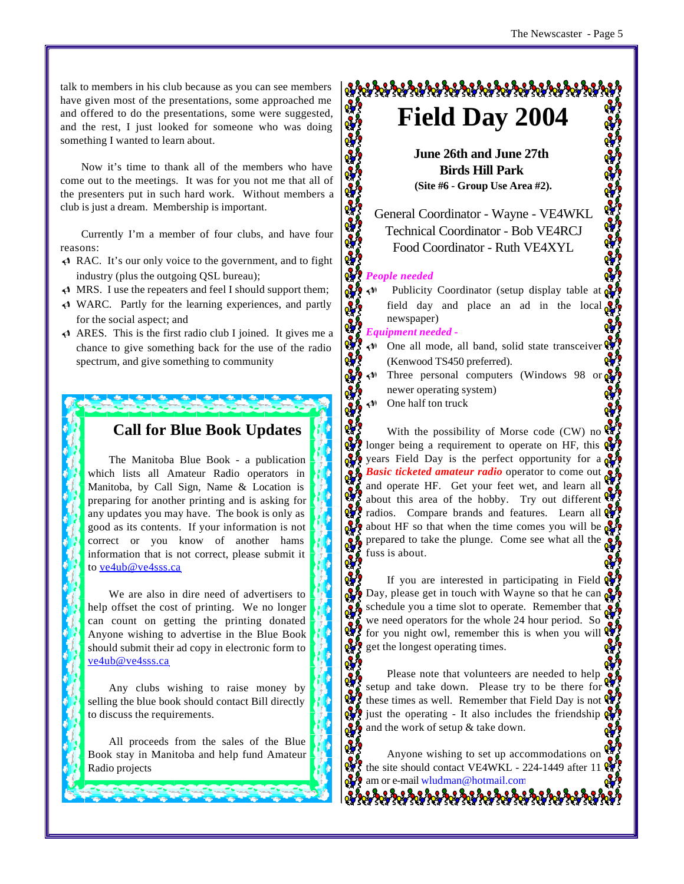talk to members in his club because as you can see members have given most of the presentations, some approached me and offered to do the presentations, some were suggested, and the rest, I just looked for someone who was doing something I wanted to learn about.

Now it's time to thank all of the members who have come out to the meetings. It was for you not me that all of the presenters put in such hard work. Without members a club is just a dream. Membership is important.

Currently I'm a member of four clubs, and have four reasons:

- RAC. It's our only voice to the government, and to fight industry (plus the outgoing QSL bureau);
- MRS. I use the repeaters and feel I should support them;
- WARC. Partly for the learning experiences, and partly for the social aspect; and
- ARES. This is the first radio club I joined. It gives me a chance to give something back for the use of the radio spectrum, and give something to community

## Call for Blue Book Updates

The Manitoba Blue Book - a publication which lists all Amateur Radio operators in Manitoba, by Call Sign, Name & Location is preparing for another printing and is asking for any updates you may have. The book is only as good as its contents. If your information is not correct or you know of another hams information that is not correct, please submit it to ve4ub@ve4sss.ca

We are also in dire need of advertisers to help offset the cost of printing. We no longer can count on getting the printing donated Anyone wishing to advertise in the Blue Book should submit their ad copy in electronic form to ve4ub@ve4sss.ca

Any clubs wishing to raise money by selling the blue book should contact Bill directly to discuss the requirements.

All proceeds from the sales of the Blue Book stay in Manitoba and help fund Amateur Radio projects

# Field Day 2004

**June 26th and June 27th**
**Birds Hill Park**
**(Site #6 - Group Use Area #2).**

General Coordinator - Wayne - VE4WKL
Technical Coordinator - Bob VE4RCJ
Food Coordinator - Ruth VE4XYL

***People needed***

- Publicity Coordinator (setup display table at field day and place an ad in the local newspaper)

***Equipment needed -***

- One all mode, all band, solid state transceiver (Kenwood TS450 preferred).
- Three personal computers (Windows 98 or newer operating system)
- One half ton truck

With the possibility of Morse code (CW) no longer being a requirement to operate on HF, this years Field Day is the perfect opportunity for a ***Basic ticketed amateur radio*** operator to come out and operate HF. Get your feet wet, and learn all about this area of the hobby. Try out different radios. Compare brands and features. Learn all about HF so that when the time comes you will be prepared to take the plunge. Come see what all the fuss is about.

If you are interested in participating in Field Day, please get in touch with Wayne so that he can schedule you a time slot to operate. Remember that we need operators for the whole 24 hour period. So for you night owl, remember this is when you will get the longest operating times.

Please note that volunteers are needed to help setup and take down. Please try to be there for these times as well. Remember that Field Day is not just the operating - It also includes the friendship and the work of setup & take down.

Anyone wishing to set up accommodations on the site should contact VE4WKL - 224-1449 after 11 am or e-mail wludman@hotmail.com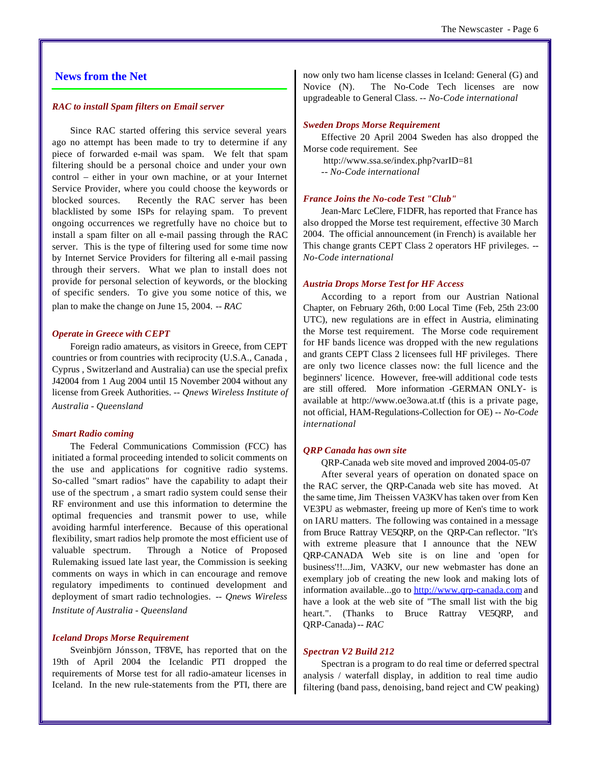## News from the Net

### *RAC to install Spam filters on Email server*

Since RAC started offering this service several years ago no attempt has been made to try to determine if any piece of forwarded e-mail was spam. We felt that spam filtering should be a personal choice and under your own control – either in your own machine, or at your Internet Service Provider, where you could choose the keywords or blocked sources. Recently the RAC server has been blacklisted by some ISPs for relaying spam. To prevent ongoing occurrences we regretfully have no choice but to install a spam filter on all e-mail passing through the RAC server. This is the type of filtering used for some time now by Internet Service Providers for filtering all e-mail passing through their servers. What we plan to install does not provide for personal selection of keywords, or the blocking of specific senders. To give you some notice of this, we plan to make the change on June 15, 2004. *-- RAC*

### *Operate in Greece with CEPT*

Foreign radio amateurs, as visitors in Greece, from CEPT countries or from countries with reciprocity (U.S.A., Canada , Cyprus , Switzerland and Australia) can use the special prefix J42004 from 1 Aug 2004 until 15 November 2004 without any license from Greek Authorities. *-- Qnews Wireless Institute of Australia - Queensland*

### *Smart Radio coming*

The Federal Communications Commission (FCC) has initiated a formal proceeding intended to solicit comments on the use and applications for cognitive radio systems. So-called "smart radios" have the capability to adapt their use of the spectrum , a smart radio system could sense their RF environment and use this information to determine the optimal frequencies and transmit power to use, while avoiding harmful interference. Because of this operational flexibility, smart radios help promote the most efficient use of valuable spectrum. Through a Notice of Proposed Rulemaking issued late last year, the Commission is seeking comments on ways in which it can encourage and remove regulatory impediments to continued development and deployment of smart radio technologies. *-- Qnews Wireless Institute of Australia - Queensland*

### *Iceland Drops Morse Requirement*

Sveinbjörn Jónsson, TF8VE, has reported that on the 19th of April 2004 the Icelandic PTI dropped the requirements of Morse test for all radio-amateur licenses in Iceland. In the new rule-statements from the PTI, there are now only two ham license classes in Iceland: General (G) and Novice (N). The No-Code Tech licenses are now upgradeable to General Class. *-- No-Code international*

### *Sweden Drops Morse Requirement*

Effective 20 April 2004 Sweden has also dropped the Morse code requirement. See
http://www.ssa.se/index.php?varID=81
*-- No-Code international*

### *France Joins the No-code Test "Club"*

Jean-Marc LeClere, F1DFR, has reported that France has also dropped the Morse test requirement, effective 30 March 2004. The official announcement (in French) is available her This change grants CEPT Class 2 operators HF privileges. *-- No-Code international*

### *Austria Drops Morse Test for HF Access*

According to a report from our Austrian National Chapter, on February 26th, 0:00 Local Time (Feb, 25th 23:00 UTC), new regulations are in effect in Austria, eliminating the Morse test requirement. The Morse code requirement for HF bands licence was dropped with the new regulations and grants CEPT Class 2 licensees full HF privileges. There are only two licence classes now: the full licence and the beginners' licence. However, free-will additional code tests are still offered. More information -GERMAN ONLY- is available at http://www.oe3owa.at.tf (this is a private page, not official, HAM-Regulations-Collection for OE) *-- No-Code international*

### *QRP Canada has own site*

QRP-Canada web site moved and improved 2004-05-07

After several years of operation on donated space on the RAC server, the QRP-Canada web site has moved. At the same time, Jim Theissen VA3KV has taken over from Ken VE3PU as webmaster, freeing up more of Ken's time to work on IARU matters. The following was contained in a message from Bruce Rattray VE5QRP, on the QRP-Can reflector. "It's with extreme pleasure that I announce that the NEW QRP-CANADA Web site is on line and 'open for business'!!...Jim, VA3KV, our new webmaster has done an exemplary job of creating the new look and making lots of information available...go to http://www.qrp-canada.com and have a look at the web site of "The small list with the big heart.". (Thanks to Bruce Rattray VE5QRP, and QRP-Canada) *-- RAC*

### *Spectran V2 Build 212*

Spectran is a program to do real time or deferred spectral analysis / waterfall display, in addition to real time audio filtering (band pass, denoising, band reject and CW peaking)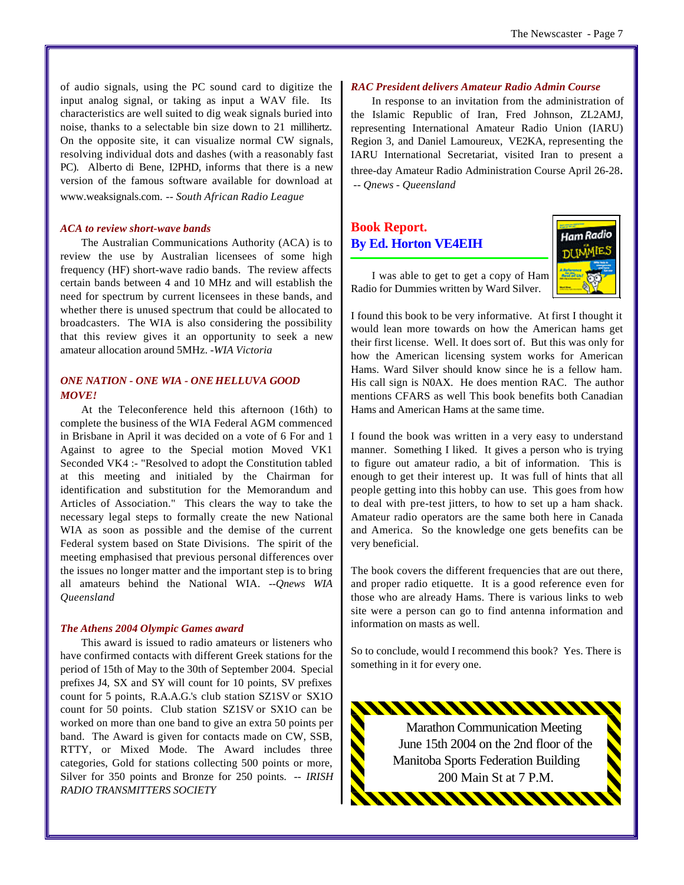of audio signals, using the PC sound card to digitize the input analog signal, or taking as input a WAV file. Its characteristics are well suited to dig weak signals buried into noise, thanks to a selectable bin size down to 21 millihertz. On the opposite site, it can visualize normal CW signals, resolving individual dots and dashes (with a reasonably fast PC). Alberto di Bene, I2PHD, informs that there is a new version of the famous software available for download at www.weaksignals.com. -- *South African Radio League*

### *ACA to review short-wave bands*

The Australian Communications Authority (ACA) is to review the use by Australian licensees of some high frequency (HF) short-wave radio bands. The review affects certain bands between 4 and 10 MHz and will establish the need for spectrum by current licensees in these bands, and whether there is unused spectrum that could be allocated to broadcasters. The WIA is also considering the possibility that this review gives it an opportunity to seek a new amateur allocation around 5MHz. -*WIA Victoria*

### *ONE NATION - ONE WIA - ONE HELLUVA GOOD MOVE!*

At the Teleconference held this afternoon (16th) to complete the business of the WIA Federal AGM commenced in Brisbane in April it was decided on a vote of 6 For and 1 Against to agree to the Special motion Moved VK1 Seconded VK4 :- "Resolved to adopt the Constitution tabled at this meeting and initialed by the Chairman for identification and substitution for the Memorandum and Articles of Association." This clears the way to take the necessary legal steps to formally create the new National WIA as soon as possible and the demise of the current Federal system based on State Divisions. The spirit of the meeting emphasised that previous personal differences over the issues no longer matter and the important step is to bring all amateurs behind the National WIA. --*Qnews WIA Queensland*

### *The Athens 2004 Olympic Games award*

This award is issued to radio amateurs or listeners who have confirmed contacts with different Greek stations for the period of 15th of May to the 30th of September 2004. Special prefixes J4, SX and SY will count for 10 points, SV prefixes count for 5 points, R.A.A.G.'s club station SZ1SV or SX1O count for 50 points. Club station SZ1SV or SX1O can be worked on more than one band to give an extra 50 points per band. The Award is given for contacts made on CW, SSB, RTTY, or Mixed Mode. The Award includes three categories, Gold for stations collecting 500 points or more, Silver for 350 points and Bronze for 250 points. -- *IRISH RADIO TRANSMITTERS SOCIETY*

### *RAC President delivers Amateur Radio Admin Course*

In response to an invitation from the administration of the Islamic Republic of Iran, Fred Johnson, ZL2AMJ, representing International Amateur Radio Union (IARU) Region 3, and Daniel Lamoureux, VE2KA, representing the IARU International Secretariat, visited Iran to present a three-day Amateur Radio Administration Course April 26-28. -- *Qnews - Queensland*

## Book Report.
## By Ed. Horton VE4EIH

I was able to get to get a copy of Ham Radio for Dummies written by Ward Silver.

I found this book to be very informative. At first I thought it would lean more towards on how the American hams get their first license. Well. It does sort of. But this was only for how the American licensing system works for American Hams. Ward Silver should know since he is a fellow ham. His call sign is N0AX. He does mention RAC. The author mentions CFARS as well This book benefits both Canadian Hams and American Hams at the same time.

I found the book was written in a very easy to understand manner. Something I liked. It gives a person who is trying to figure out amateur radio, a bit of information. This is enough to get their interest up. It was full of hints that all people getting into this hobby can use. This goes from how to deal with pre-test jitters, to how to set up a ham shack. Amateur radio operators are the same both here in Canada and America. So the knowledge one gets benefits can be very beneficial.

The book covers the different frequencies that are out there, and proper radio etiquette. It is a good reference even for those who are already Hams. There is various links to web site were a person can go to find antenna information and information on masts as well.

So to conclude, would I recommend this book? Yes. There is something in it for every one.

Marathon Communication Meeting
June 15th 2004 on the 2nd floor of the
Manitoba Sports Federation Building
200 Main St at 7 P.M.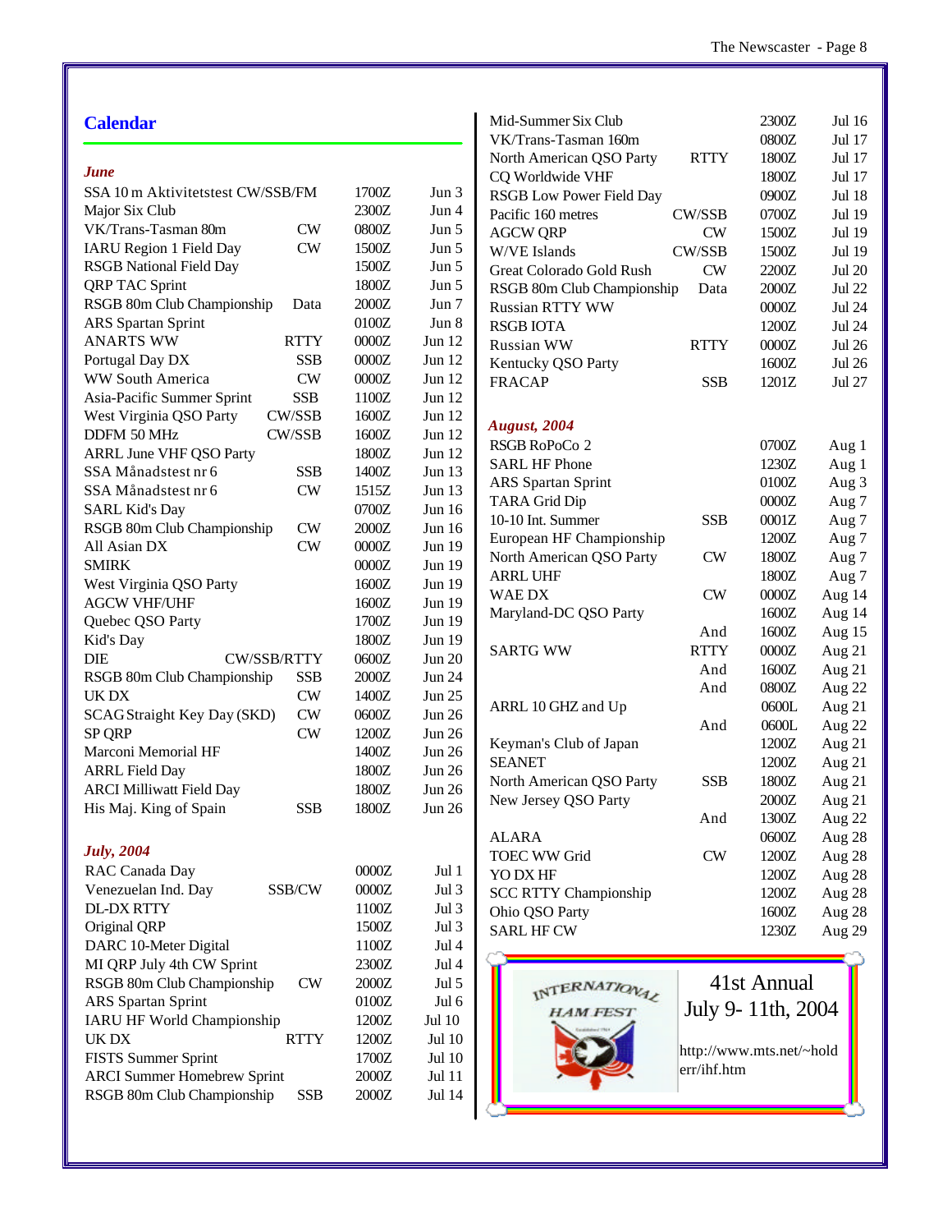## Calendar

### *June*

| Contest | Mode | Time | Date |
|---|---|---|---|
| SSA 10 m Aktivitetstest CW/SSB/FM | | 1700Z | Jun 3 |
| Major Six Club | | 2300Z | Jun 4 |
| VK/Trans-Tasman 80m | CW | 0800Z | Jun 5 |
| IARU Region 1 Field Day | CW | 1500Z | Jun 5 |
| RSGB National Field Day | | 1500Z | Jun 5 |
| QRP TAC Sprint | | 1800Z | Jun 5 |
| RSGB 80m Club Championship | Data | 2000Z | Jun 7 |
| ARS Spartan Sprint | | 0100Z | Jun 8 |
| ANARTS WW | RTTY | 0000Z | Jun 12 |
| Portugal Day DX | SSB | 0000Z | Jun 12 |
| WW South America | CW | 0000Z | Jun 12 |
| Asia-Pacific Summer Sprint | SSB | 1100Z | Jun 12 |
| West Virginia QSO Party | CW/SSB | 1600Z | Jun 12 |
| DDFM 50 MHz | CW/SSB | 1600Z | Jun 12 |
| ARRL June VHF QSO Party | | 1800Z | Jun 12 |
| SSA Månadstest nr 6 | SSB | 1400Z | Jun 13 |
| SSA Månadstest nr 6 | CW | 1515Z | Jun 13 |
| SARL Kid's Day | | 0700Z | Jun 16 |
| RSGB 80m Club Championship | CW | 2000Z | Jun 16 |
| All Asian DX | CW | 0000Z | Jun 19 |
| SMIRK | | 0000Z | Jun 19 |
| West Virginia QSO Party | | 1600Z | Jun 19 |
| AGCW VHF/UHF | | 1600Z | Jun 19 |
| Quebec QSO Party | | 1700Z | Jun 19 |
| Kid's Day | | 1800Z | Jun 19 |
| DIE | CW/SSB/RTTY | 0600Z | Jun 20 |
| RSGB 80m Club Championship | SSB | 2000Z | Jun 24 |
| UK DX | CW | 1400Z | Jun 25 |
| SCAG Straight Key Day (SKD) | CW | 0600Z | Jun 26 |
| SP QRP | CW | 1200Z | Jun 26 |
| Marconi Memorial HF | | 1400Z | Jun 26 |
| ARRL Field Day | | 1800Z | Jun 26 |
| ARCI Milliwatt Field Day | | 1800Z | Jun 26 |
| His Maj. King of Spain | SSB | 1800Z | Jun 26 |

### *July, 2004*

| Contest | Mode | Time | Date |
|---|---|---|---|
| RAC Canada Day | | 0000Z | Jul 1 |
| Venezuelan Ind. Day | SSB/CW | 0000Z | Jul 3 |
| DL-DX RTTY | | 1100Z | Jul 3 |
| Original QRP | | 1500Z | Jul 3 |
| DARC 10-Meter Digital | | 1100Z | Jul 4 |
| MI QRP July 4th CW Sprint | | 2300Z | Jul 4 |
| RSGB 80m Club Championship | CW | 2000Z | Jul 5 |
| ARS Spartan Sprint | | 0100Z | Jul 6 |
| IARU HF World Championship | | 1200Z | Jul 10 |
| UK DX | RTTY | 1200Z | Jul 10 |
| FISTS Summer Sprint | | 1700Z | Jul 10 |
| ARCI Summer Homebrew Sprint | | 2000Z | Jul 11 |
| RSGB 80m Club Championship | SSB | 2000Z | Jul 14 |
| Mid-Summer Six Club | | 2300Z | Jul 16 |
| VK/Trans-Tasman 160m | | 0800Z | Jul 17 |
| North American QSO Party | RTTY | 1800Z | Jul 17 |
| CQ Worldwide VHF | | 1800Z | Jul 17 |
| RSGB Low Power Field Day | | 0900Z | Jul 18 |
| Pacific 160 metres | CW/SSB | 0700Z | Jul 19 |
| AGCW QRP | CW | 1500Z | Jul 19 |
| W/VE Islands | CW/SSB | 1500Z | Jul 19 |
| Great Colorado Gold Rush | CW | 2200Z | Jul 20 |
| RSGB 80m Club Championship | Data | 2000Z | Jul 22 |
| Russian RTTY WW | | 0000Z | Jul 24 |
| RSGB IOTA | | 1200Z | Jul 24 |
| Russian WW | RTTY | 0000Z | Jul 26 |
| Kentucky QSO Party | | 1600Z | Jul 26 |
| FRACAP | SSB | 1201Z | Jul 27 |

### *August, 2004*

| Contest | Mode | Time | Date |
|---|---|---|---|
| RSGB RoPoCo 2 | | 0700Z | Aug 1 |
| SARL HF Phone | | 1230Z | Aug 1 |
| ARS Spartan Sprint | | 0100Z | Aug 3 |
| TARA Grid Dip | | 0000Z | Aug 7 |
| 10-10 Int. Summer | SSB | 0001Z | Aug 7 |
| European HF Championship | | 1200Z | Aug 7 |
| North American QSO Party | CW | 1800Z | Aug 7 |
| ARRL UHF | | 1800Z | Aug 7 |
| WAE DX | CW | 0000Z | Aug 14 |
| Maryland-DC QSO Party | | 1600Z | Aug 14 |
| | And | 1600Z | Aug 15 |
| SARTG WW | RTTY | 0000Z | Aug 21 |
| | And | 1600Z | Aug 21 |
| | And | 0800Z | Aug 22 |
| ARRL 10 GHZ and Up | | 0600L | Aug 21 |
| | And | 0600L | Aug 22 |
| Keyman's Club of Japan | | 1200Z | Aug 21 |
| SEANET | | 1200Z | Aug 21 |
| North American QSO Party | SSB | 1800Z | Aug 21 |
| New Jersey QSO Party | | 2000Z | Aug 21 |
| | And | 1300Z | Aug 22 |
| ALARA | | 0600Z | Aug 28 |
| TOEC WW Grid | CW | 1200Z | Aug 28 |
| YO DX HF | | 1200Z | Aug 28 |
| SCC RTTY Championship | | 1200Z | Aug 28 |
| Ohio QSO Party | | 1600Z | Aug 28 |
| SARL HF CW | | 1230Z | Aug 29 |

International Ham Fest

41st Annual
July 9- 11th, 2004

http://www.mts.net/~holderr/ihf.htm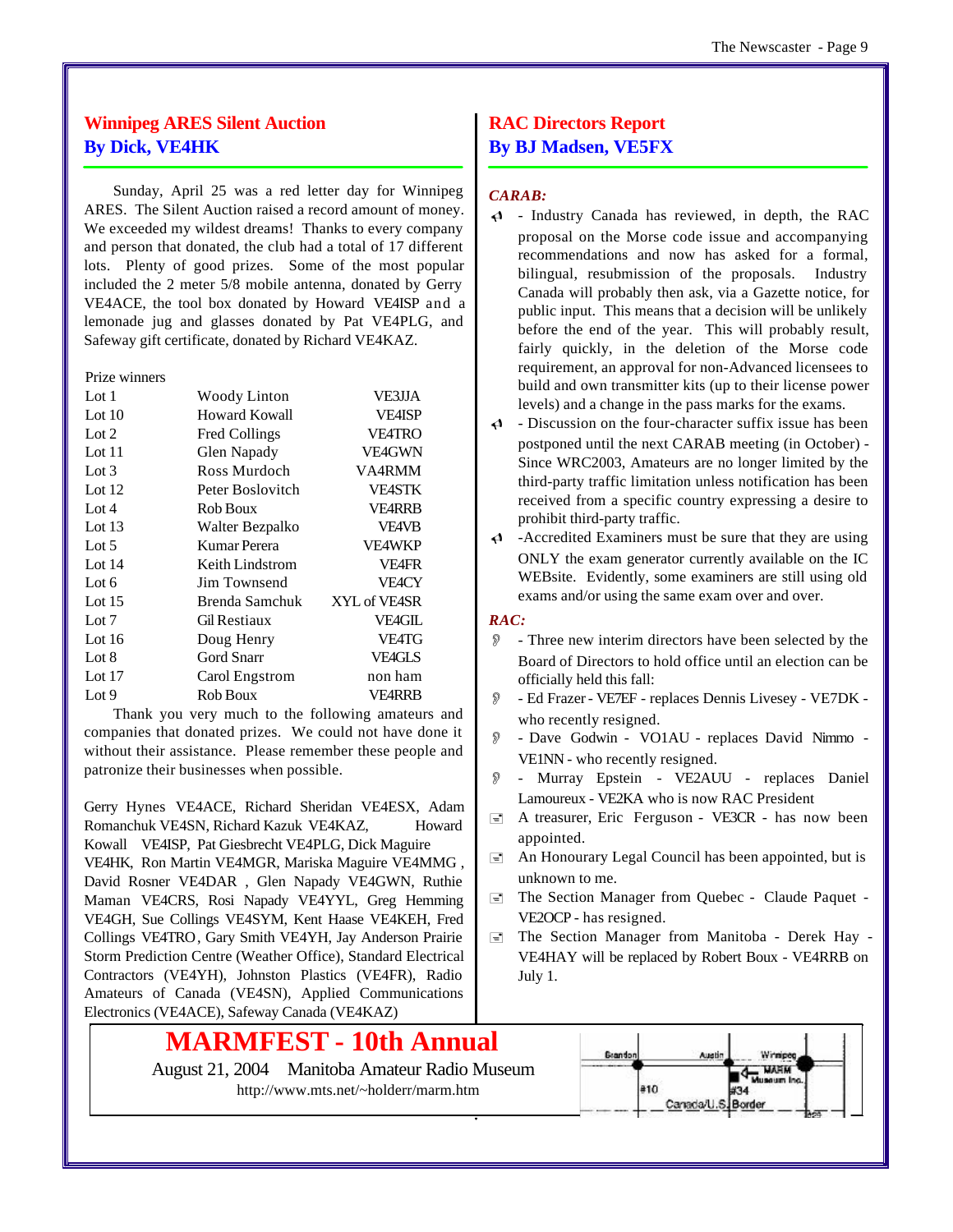## Winnipeg ARES Silent Auction
## By Dick, VE4HK

Sunday, April 25 was a red letter day for Winnipeg ARES. The Silent Auction raised a record amount of money. We exceeded my wildest dreams! Thanks to every company and person that donated, the club had a total of 17 different lots. Plenty of good prizes. Some of the most popular included the 2 meter 5/8 mobile antenna, donated by Gerry VE4ACE, the tool box donated by Howard VE4ISP and a lemonade jug and glasses donated by Pat VE4PLG, and Safeway gift certificate, donated by Richard VE4KAZ.

Prize winners

| | | |
|---|---|---|
| Lot 1 | Woody Linton | VE3JJA |
| Lot 10 | Howard Kowall | VE4ISP |
| Lot 2 | Fred Collings | VE4TRO |
| Lot 11 | Glen Napady | VE4GWN |
| Lot 3 | Ross Murdoch | VA4RMM |
| Lot 12 | Peter Boslovitch | VE4STK |
| Lot 4 | Rob Boux | VE4RRB |
| Lot 13 | Walter Bezpalko | VE4VB |
| Lot 5 | Kumar Perera | VE4WKP |
| Lot 14 | Keith Lindstrom | VE4FR |
| Lot 6 | Jim Townsend | VE4CY |
| Lot 15 | Brenda Samchuk | XYL of VE4SR |
| Lot 7 | Gil Restiaux | VE4GIL |
| Lot 16 | Doug Henry | VE4TG |
| Lot 8 | Gord Snarr | VE4GLS |
| Lot 17 | Carol Engstrom | non ham |
| Lot 9 | Rob Boux | VE4RRB |

Thank you very much to the following amateurs and companies that donated prizes. We could not have done it without their assistance. Please remember these people and patronize their businesses when possible.

Gerry Hynes VE4ACE, Richard Sheridan VE4ESX, Adam Romanchuk VE4SN, Richard Kazuk VE4KAZ, Howard Kowall VE4ISP, Pat Giesbrecht VE4PLG, Dick Maguire VE4HK, Ron Martin VE4MGR, Mariska Maguire VE4MMG , David Rosner VE4DAR , Glen Napady VE4GWN, Ruthie Maman VE4CRS, Rosi Napady VE4YYL, Greg Hemming VE4GH, Sue Collings VE4SYM, Kent Haase VE4KEH, Fred Collings VE4TRO, Gary Smith VE4YH, Jay Anderson Prairie Storm Prediction Centre (Weather Office), Standard Electrical Contractors (VE4YH), Johnston Plastics (VE4FR), Radio Amateurs of Canada (VE4SN), Applied Communications Electronics (VE4ACE), Safeway Canada (VE4KAZ)

## RAC Directors Report
## By BJ Madsen, VE5FX

***CARAB:***

- Industry Canada has reviewed, in depth, the RAC proposal on the Morse code issue and accompanying recommendations and now has asked for a formal, bilingual, resubmission of the proposals. Industry Canada will probably then ask, via a Gazette notice, for public input. This means that a decision will be unlikely before the end of the year. This will probably result, fairly quickly, in the deletion of the Morse code requirement, an approval for non-Advanced licensees to build and own transmitter kits (up to their license power levels) and a change in the pass marks for the exams.
- Discussion on the four-character suffix issue has been postponed until the next CARAB meeting (in October) - Since WRC2003, Amateurs are no longer limited by the third-party traffic limitation unless notification has been received from a specific country expressing a desire to prohibit third-party traffic.
- Accredited Examiners must be sure that they are using ONLY the exam generator currently available on the IC WEBsite. Evidently, some examiners are still using old exams and/or using the same exam over and over.

***RAC:***

- Three new interim directors have been selected by the Board of Directors to hold office until an election can be officially held this fall:
- Ed Frazer - VE7EF - replaces Dennis Livesey - VE7DK - who recently resigned.
- Dave Godwin - VO1AU - replaces David Nimmo - VE1NN - who recently resigned.
- Murray Epstein - VE2AUU - replaces Daniel Lamoureux - VE2KA who is now RAC President
- A treasurer, Eric Ferguson - VE3CR - has now been appointed.
- An Honourary Legal Council has been appointed, but is unknown to me.
- The Section Manager from Quebec - Claude Paquet - VE2OCP - has resigned.
- The Section Manager from Manitoba - Derek Hay - VE4HAY will be replaced by Robert Boux - VE4RRB on July 1.

## MARMFEST - 10th Annual

August 21, 2004 Manitoba Amateur Radio Museum

http://www.mts.net/~holderr/marm.htm

Brandon · Austin · Winnipeg · MARM Museum Inc. · #10 · #34 · Canada/U.S. Border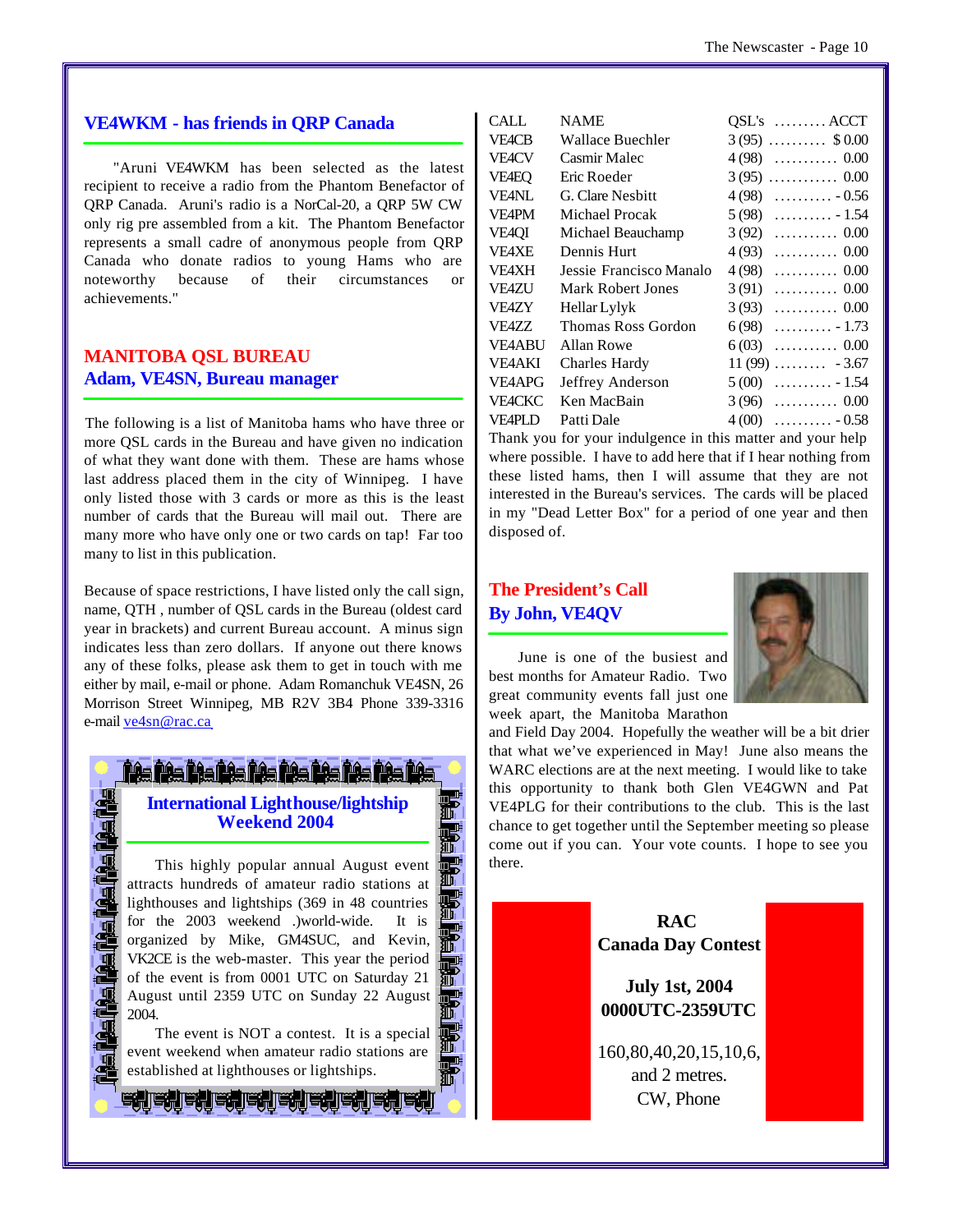## VE4WKM - has friends in QRP Canada

"Aruni VE4WKM has been selected as the latest recipient to receive a radio from the Phantom Benefactor of QRP Canada. Aruni's radio is a NorCal-20, a QRP 5W CW only rig pre assembled from a kit. The Phantom Benefactor represents a small cadre of anonymous people from QRP Canada who donate radios to young Hams who are noteworthy because of their circumstances or achievements."

## MANITOBA QSL BUREAU
## Adam, VE4SN, Bureau manager

The following is a list of Manitoba hams who have three or more QSL cards in the Bureau and have given no indication of what they want done with them. These are hams whose last address placed them in the city of Winnipeg. I have only listed those with 3 cards or more as this is the least number of cards that the Bureau will mail out. There are many more who have only one or two cards on tap! Far too many to list in this publication.

Because of space restrictions, I have listed only the call sign, name, QTH , number of QSL cards in the Bureau (oldest card year in brackets) and current Bureau account. A minus sign indicates less than zero dollars. If anyone out there knows any of these folks, please ask them to get in touch with me either by mail, e-mail or phone. Adam Romanchuk VE4SN, 26 Morrison Street Winnipeg, MB R2V 3B4 Phone 339-3316 e-mail ve4sn@rac.ca

| CALL | NAME | QSL's | ACCT |
|---|---|---|---|
| VE4CB | Wallace Buechler | 3 (95) | $ 0.00 |
| VE4CV | Casmir Malec | 4 (98) | 0.00 |
| VE4EQ | Eric Roeder | 3 (95) | 0.00 |
| VE4NL | G. Clare Nesbitt | 4 (98) | - 0.56 |
| VE4PM | Michael Procak | 5 (98) | - 1.54 |
| VE4QI | Michael Beauchamp | 3 (92) | 0.00 |
| VE4XE | Dennis Hurt | 4 (93) | 0.00 |
| VE4XH | Jessie Francisco Manalo | 4 (98) | 0.00 |
| VE4ZU | Mark Robert Jones | 3 (91) | 0.00 |
| VE4ZY | Hellar Lylyk | 3 (93) | 0.00 |
| VE4ZZ | Thomas Ross Gordon | 6 (98) | - 1.73 |
| VE4ABU | Allan Rowe | 6 (03) | 0.00 |
| VE4AKI | Charles Hardy | 11 (99) | - 3.67 |
| VE4APG | Jeffrey Anderson | 5 (00) | - 1.54 |
| VE4CKC | Ken MacBain | 3 (96) | 0.00 |
| VE4PLD | Patti Dale | 4 (00) | - 0.58 |

Thank you for your indulgence in this matter and your help where possible. I have to add here that if I hear nothing from these listed hams, then I will assume that they are not interested in the Bureau's services. The cards will be placed in my "Dead Letter Box" for a period of one year and then disposed of.

## International Lighthouse/lightship Weekend 2004

This highly popular annual August event attracts hundreds of amateur radio stations at lighthouses and lightships (369 in 48 countries for the 2003 weekend .)world-wide. It is organized by Mike, GM4SUC, and Kevin, VK2CE is the web-master. This year the period of the event is from 0001 UTC on Saturday 21 August until 2359 UTC on Sunday 22 August 2004.

The event is NOT a contest. It is a special event weekend when amateur radio stations are established at lighthouses or lightships.

## The President's Call
## By John, VE4QV

June is one of the busiest and best months for Amateur Radio. Two great community events fall just one week apart, the Manitoba Marathon and Field Day 2004. Hopefully the weather will be a bit drier that what we've experienced in May! June also means the WARC elections are at the next meeting. I would like to take this opportunity to thank both Glen VE4GWN and Pat VE4PLG for their contributions to the club. This is the last chance to get together until the September meeting so please come out if you can. Your vote counts. I hope to see you there.

**RAC**
**Canada Day Contest**

**July 1st, 2004**
**0000UTC-2359UTC**

160,80,40,20,15,10,6, and 2 metres.
CW, Phone